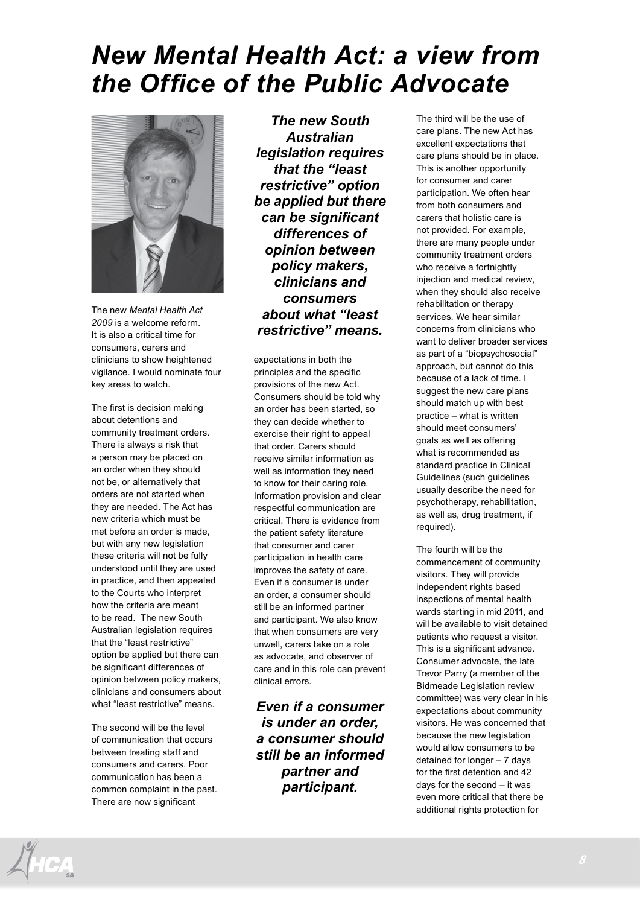# New Mental Health Act: a view from the Office of the Public Advocate

The new *Mental Health Act 2009* is a welcome reform. It is also a critical time for consumers, carers and clinicians to show heightened vigilance. I would nominate four key areas to watch.

The first is decision making about detentions and community treatment orders. There is always a risk that a person may be placed on an order when they should not be, or alternatively that orders are not started when they are needed. The Act has new criteria which must be met before an order is made, but with any new legislation these criteria will not be fully understood until they are used in practice, and then appealed to the Courts who interpret how the criteria are meant to be read. The new South Australian legislation requires that the "least restrictive" option be applied but there can be significant differences of opinion between policy makers, clinicians and consumers about what "least restrictive" means.

The second will be the level of communication that occurs between treating staff and consumers and carers. Poor communication has been a common complaint in the past. There are now significant expectations in both the principles and the specific provisions of the new Act. Consumers should be told why an order has been started, so they can decide whether to exercise their right to appeal that order. Carers should receive similar information as well as information they need to know for their caring role. Information provision and clear respectful communication are critical. There is evidence from the patient safety literature that consumer and carer participation in health care improves the safety of care. Even if a consumer is under an order, a consumer should still be an informed partner and participant. We also know that when consumers are very unwell, carers take on a role as advocate, and observer of care and in this role can prevent clinical errors.

***The new South Australian legislation requires that the "least restrictive" option be applied but there can be significant differences of opinion between policy makers, clinicians and consumers about what "least restrictive" means.***

***Even if a consumer is under an order, a consumer should still be an informed partner and participant.***

The third will be the use of care plans. The new Act has excellent expectations that care plans should be in place. This is another opportunity for consumer and carer participation. We often hear from both consumers and carers that holistic care is not provided. For example, there are many people under community treatment orders who receive a fortnightly injection and medical review, when they should also receive rehabilitation or therapy services. We hear similar concerns from clinicians who want to deliver broader services as part of a "biopsychosocial" approach, but cannot do this because of a lack of time. I suggest the new care plans should match up with best practice – what is written should meet consumers' goals as well as offering what is recommended as standard practice in Clinical Guidelines (such guidelines usually describe the need for psychotherapy, rehabilitation, as well as, drug treatment, if required).

The fourth will be the commencement of community visitors. They will provide independent rights based inspections of mental health wards starting in mid 2011, and will be available to visit detained patients who request a visitor. This is a significant advance. Consumer advocate, the late Trevor Parry (a member of the Bidmeade Legislation review committee) was very clear in his expectations about community visitors. He was concerned that because the new legislation would allow consumers to be detained for longer – 7 days for the first detention and 42 days for the second – it was even more critical that there be additional rights protection for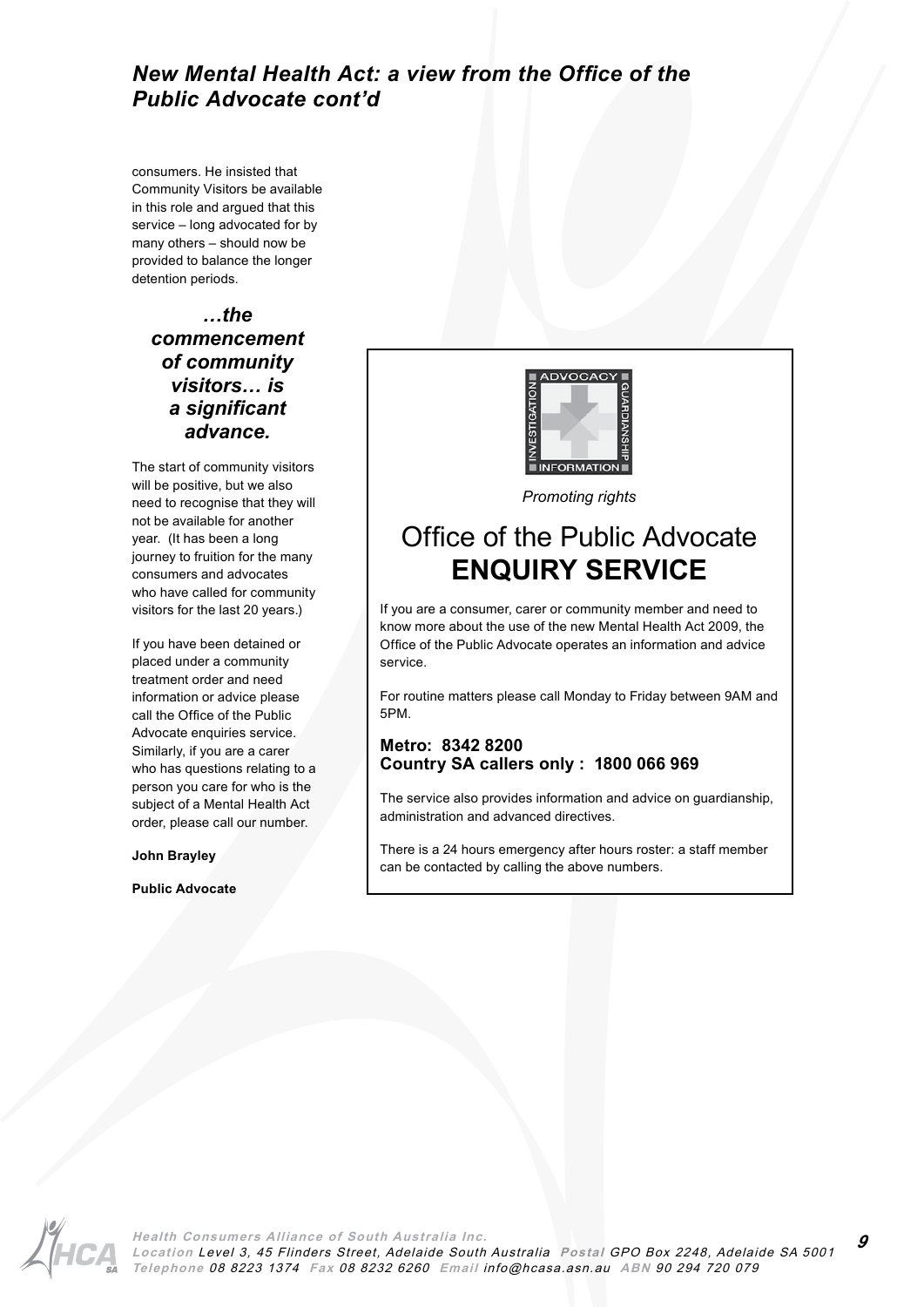## *New Mental Health Act: a view from the Office of the Public Advocate cont'd*

consumers. He insisted that Community Visitors be available in this role and argued that this service – long advocated for by many others – should now be provided to balance the longer detention periods.

***…the commencement of community visitors… is a significant advance.***

The start of community visitors will be positive, but we also need to recognise that they will not be available for another year. (It has been a long journey to fruition for the many consumers and advocates who have called for community visitors for the last 20 years.)

If you have been detained or placed under a community treatment order and need information or advice please call the Office of the Public Advocate enquiries service. Similarly, if you are a carer who has questions relating to a person you care for who is the subject of a Mental Health Act order, please call our number.

**John Brayley**

**Public Advocate**

---

ADVOCACY · GUARDIANSHIP · INFORMATION · INVESTIGATION

*Promoting rights*

## Office of the Public Advocate **ENQUIRY SERVICE**

If you are a consumer, carer or community member and need to know more about the use of the new Mental Health Act 2009, the Office of the Public Advocate operates an information and advice service.

For routine matters please call Monday to Friday between 9AM and 5PM.

**Metro: 8342 8200**
**Country SA callers only : 1800 066 969**

The service also provides information and advice on guardianship, administration and advanced directives.

There is a 24 hours emergency after hours roster: a staff member can be contacted by calling the above numbers.

---

*Health Consumers Alliance of South Australia Inc.*
*Location Level 3, 45 Flinders Street, Adelaide South Australia Postal GPO Box 2248, Adelaide SA 5001*
*Telephone 08 8223 1374 Fax 08 8232 6260 Email info@hcasa.asn.au ABN 90 294 720 079*